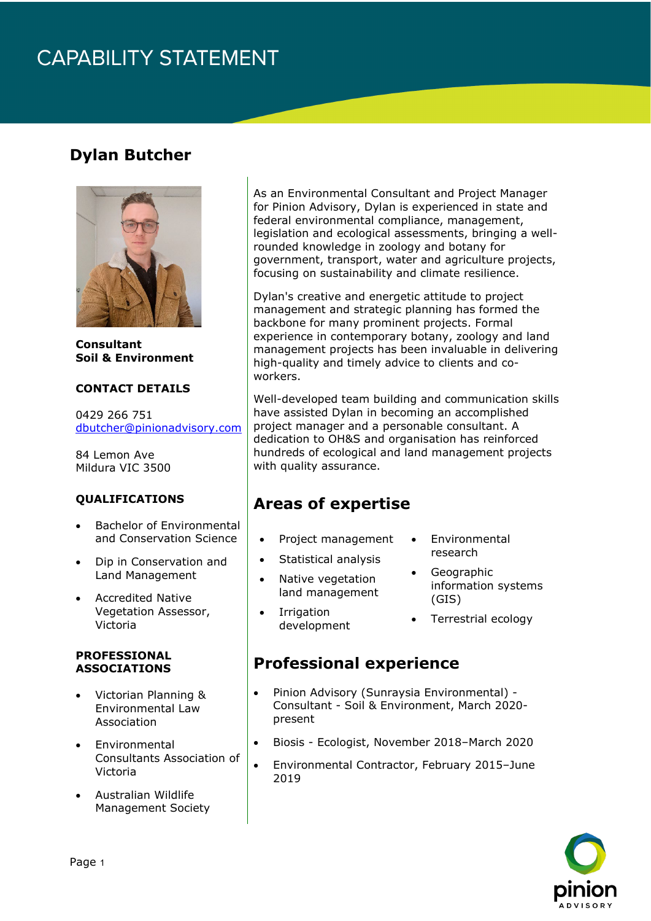# CAPABILITY STATEMENT

## Dylan Butcher

**Consultant**
**Soil & Environment**

### CONTACT DETAILS

0429 266 751
dbutcher@pinionadvisory.com

84 Lemon Ave
Mildura VIC 3500

### QUALIFICATIONS

- Bachelor of Environmental and Conservation Science
- Dip in Conservation and Land Management
- Accredited Native Vegetation Assessor, Victoria

### PROFESSIONAL ASSOCIATIONS

- Victorian Planning & Environmental Law Association
- Environmental Consultants Association of Victoria
- Australian Wildlife Management Society

As an Environmental Consultant and Project Manager for Pinion Advisory, Dylan is experienced in state and federal environmental compliance, management, legislation and ecological assessments, bringing a well-rounded knowledge in zoology and botany for government, transport, water and agriculture projects, focusing on sustainability and climate resilience.

Dylan's creative and energetic attitude to project management and strategic planning has formed the backbone for many prominent projects. Formal experience in contemporary botany, zoology and land management projects has been invaluable in delivering high-quality and timely advice to clients and co-workers.

Well-developed team building and communication skills have assisted Dylan in becoming an accomplished project manager and a personable consultant. A dedication to OH&S and organisation has reinforced hundreds of ecological and land management projects with quality assurance.

## Areas of expertise

- Project management
- Statistical analysis
- Native vegetation land management
- Irrigation development
- Environmental research
- Geographic information systems (GIS)
- Terrestrial ecology

## Professional experience

- Pinion Advisory (Sunraysia Environmental) - Consultant - Soil & Environment, March 2020-present
- Biosis - Ecologist, November 2018–March 2020
- Environmental Contractor, February 2015–June 2019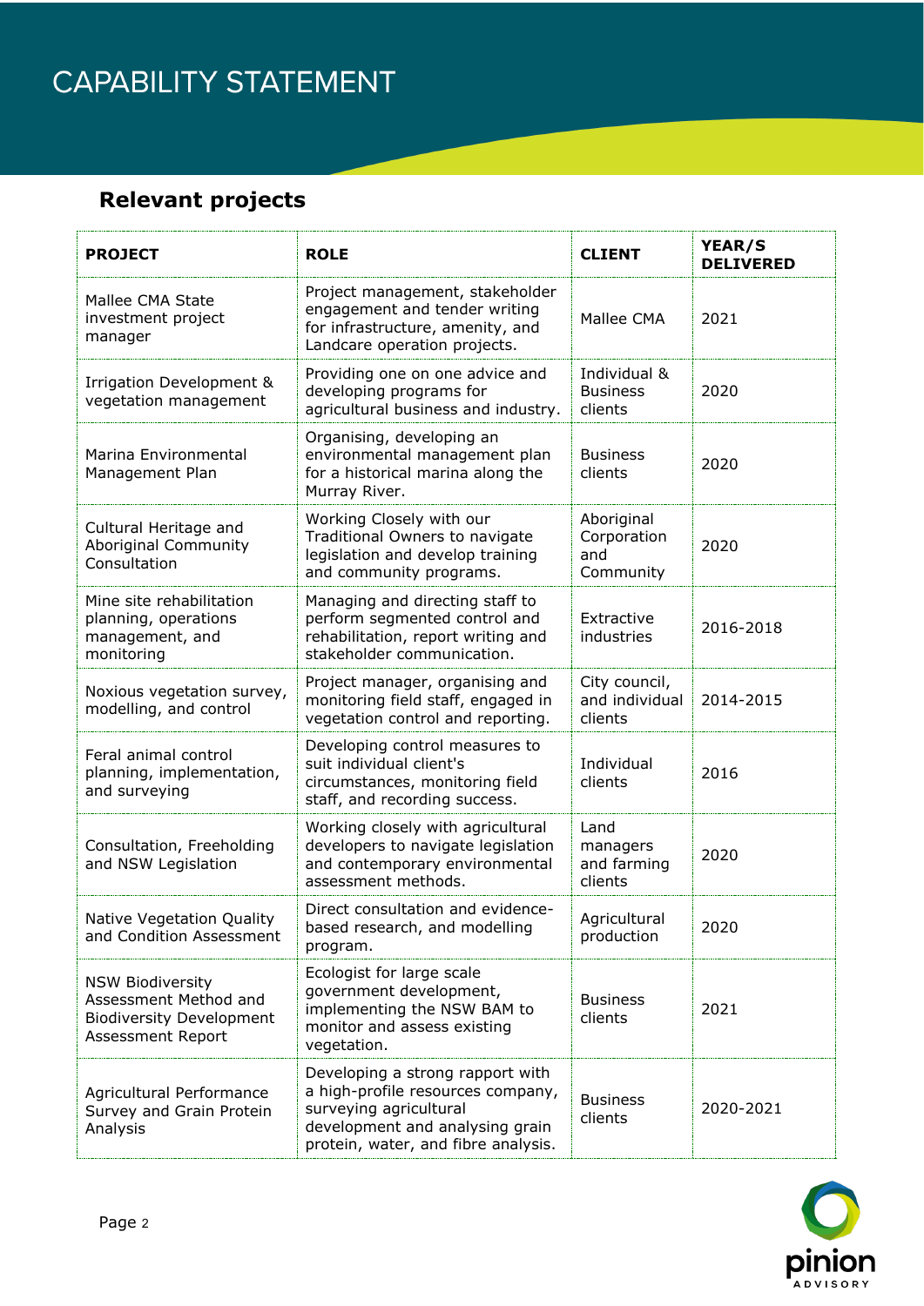# CAPABILITY STATEMENT

## Relevant projects

| PROJECT | ROLE | CLIENT | YEAR/S DELIVERED |
|---|---|---|---|
| Mallee CMA State investment project manager | Project management, stakeholder engagement and tender writing for infrastructure, amenity, and Landcare operation projects. | Mallee CMA | 2021 |
| Irrigation Development & vegetation management | Providing one on one advice and developing programs for agricultural business and industry. | Individual & Business clients | 2020 |
| Marina Environmental Management Plan | Organising, developing an environmental management plan for a historical marina along the Murray River. | Business clients | 2020 |
| Cultural Heritage and Aboriginal Community Consultation | Working Closely with our Traditional Owners to navigate legislation and develop training and community programs. | Aboriginal Corporation and Community | 2020 |
| Mine site rehabilitation planning, operations management, and monitoring | Managing and directing staff to perform segmented control and rehabilitation, report writing and stakeholder communication. | Extractive industries | 2016-2018 |
| Noxious vegetation survey, modelling, and control | Project manager, organising and monitoring field staff, engaged in vegetation control and reporting. | City council, and individual clients | 2014-2015 |
| Feral animal control planning, implementation, and surveying | Developing control measures to suit individual client's circumstances, monitoring field staff, and recording success. | Individual clients | 2016 |
| Consultation, Freeholding and NSW Legislation | Working closely with agricultural developers to navigate legislation and contemporary environmental assessment methods. | Land managers and farming clients | 2020 |
| Native Vegetation Quality and Condition Assessment | Direct consultation and evidence-based research, and modelling program. | Agricultural production | 2020 |
| NSW Biodiversity Assessment Method and Biodiversity Development Assessment Report | Ecologist for large scale government development, implementing the NSW BAM to monitor and assess existing vegetation. | Business clients | 2021 |
| Agricultural Performance Survey and Grain Protein Analysis | Developing a strong rapport with a high-profile resources company, surveying agricultural development and analysing grain protein, water, and fibre analysis. | Business clients | 2020-2021 |

pinion ADVISORY